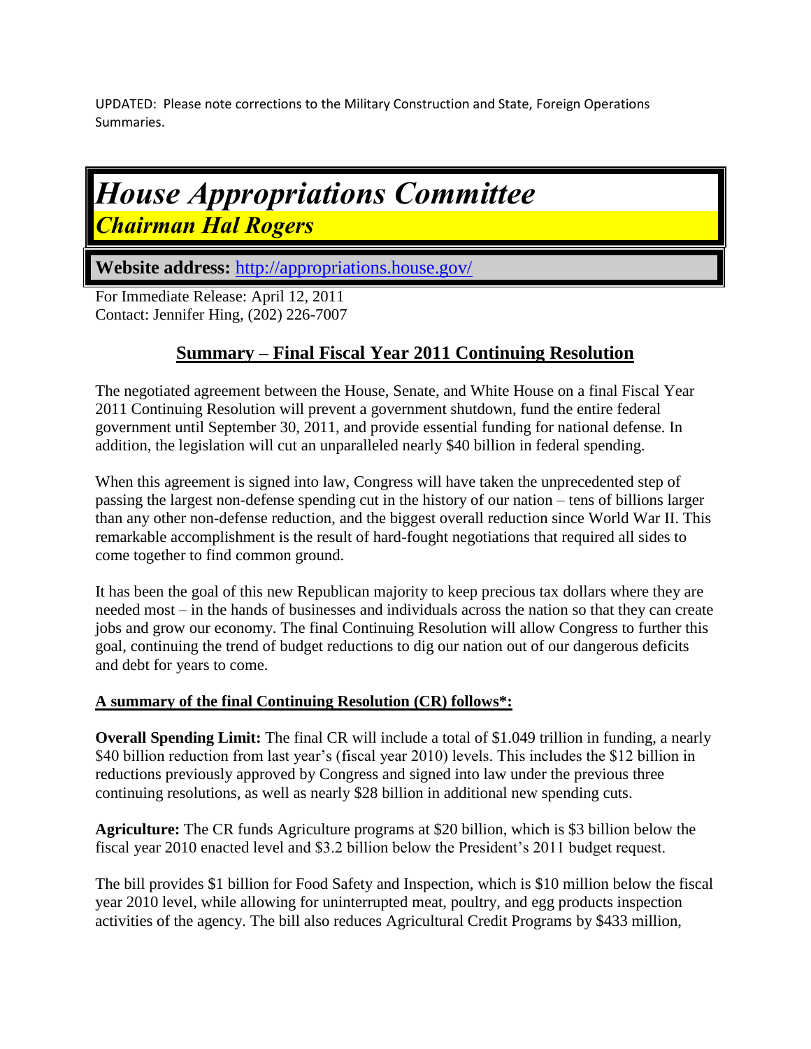UPDATED: Please note corrections to the Military Construction and State, Foreign Operations Summaries.

# *House Appropriations Committee*

## *Chairman Hal Rogers*

**Website address:** http://appropriations.house.gov/

For Immediate Release: April 12, 2011
Contact: Jennifer Hing, (202) 226-7007

## Summary – Final Fiscal Year 2011 Continuing Resolution

The negotiated agreement between the House, Senate, and White House on a final Fiscal Year 2011 Continuing Resolution will prevent a government shutdown, fund the entire federal government until September 30, 2011, and provide essential funding for national defense. In addition, the legislation will cut an unparalleled nearly $40 billion in federal spending.

When this agreement is signed into law, Congress will have taken the unprecedented step of passing the largest non-defense spending cut in the history of our nation – tens of billions larger than any other non-defense reduction, and the biggest overall reduction since World War II. This remarkable accomplishment is the result of hard-fought negotiations that required all sides to come together to find common ground.

It has been the goal of this new Republican majority to keep precious tax dollars where they are needed most – in the hands of businesses and individuals across the nation so that they can create jobs and grow our economy. The final Continuing Resolution will allow Congress to further this goal, continuing the trend of budget reductions to dig our nation out of our dangerous deficits and debt for years to come.

**A summary of the final Continuing Resolution (CR) follows*:**

**Overall Spending Limit:** The final CR will include a total of $1.049 trillion in funding, a nearly $40 billion reduction from last year's (fiscal year 2010) levels. This includes the $12 billion in reductions previously approved by Congress and signed into law under the previous three continuing resolutions, as well as nearly $28 billion in additional new spending cuts.

**Agriculture:** The CR funds Agriculture programs at $20 billion, which is $3 billion below the fiscal year 2010 enacted level and $3.2 billion below the President's 2011 budget request.

The bill provides $1 billion for Food Safety and Inspection, which is $10 million below the fiscal year 2010 level, while allowing for uninterrupted meat, poultry, and egg products inspection activities of the agency. The bill also reduces Agricultural Credit Programs by $433 million,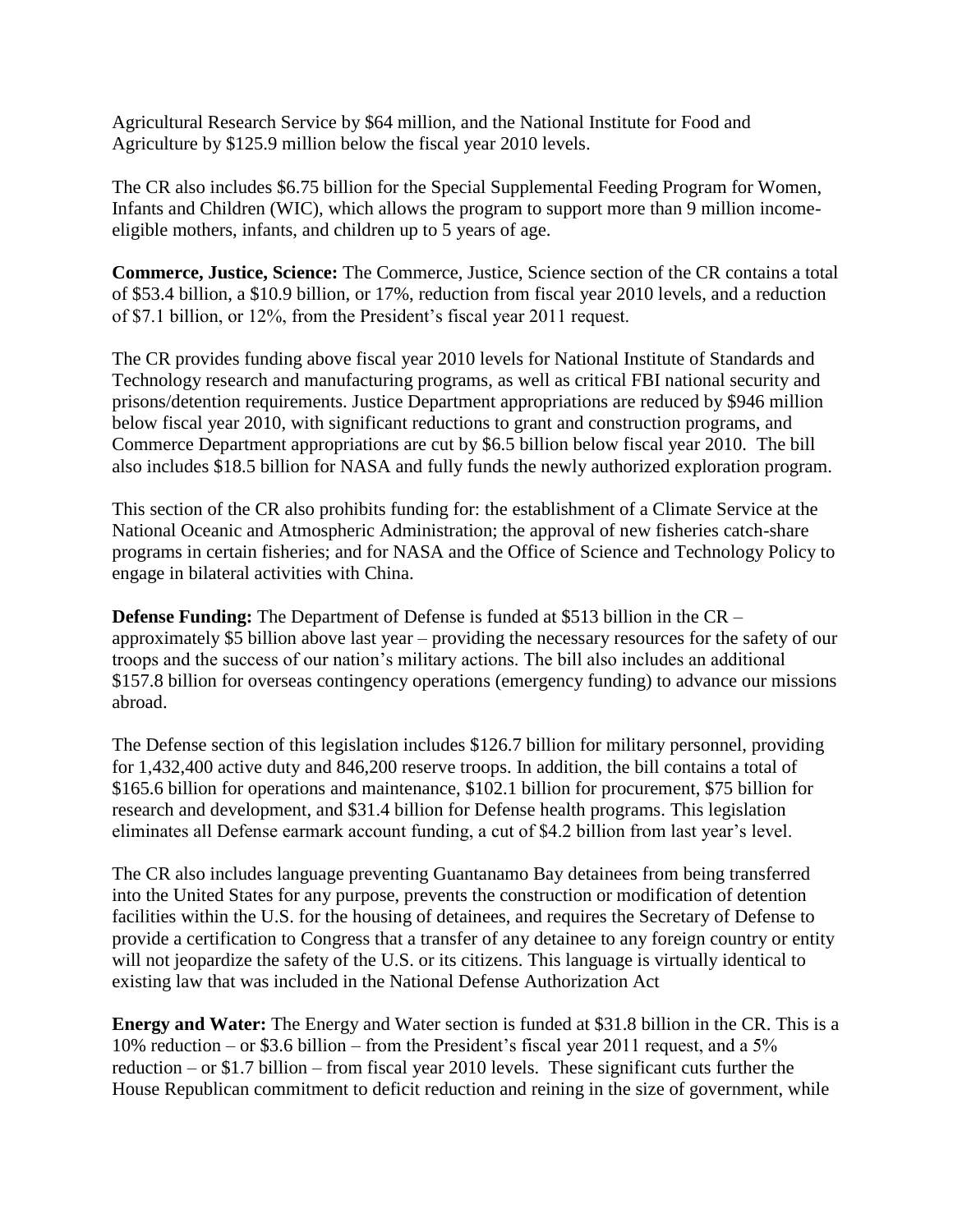Agricultural Research Service by $64 million, and the National Institute for Food and Agriculture by $125.9 million below the fiscal year 2010 levels.

The CR also includes $6.75 billion for the Special Supplemental Feeding Program for Women, Infants and Children (WIC), which allows the program to support more than 9 million income-eligible mothers, infants, and children up to 5 years of age.

**Commerce, Justice, Science:** The Commerce, Justice, Science section of the CR contains a total of $53.4 billion, a $10.9 billion, or 17%, reduction from fiscal year 2010 levels, and a reduction of $7.1 billion, or 12%, from the President's fiscal year 2011 request.

The CR provides funding above fiscal year 2010 levels for National Institute of Standards and Technology research and manufacturing programs, as well as critical FBI national security and prisons/detention requirements. Justice Department appropriations are reduced by $946 million below fiscal year 2010, with significant reductions to grant and construction programs, and Commerce Department appropriations are cut by $6.5 billion below fiscal year 2010. The bill also includes $18.5 billion for NASA and fully funds the newly authorized exploration program.

This section of the CR also prohibits funding for: the establishment of a Climate Service at the National Oceanic and Atmospheric Administration; the approval of new fisheries catch-share programs in certain fisheries; and for NASA and the Office of Science and Technology Policy to engage in bilateral activities with China.

**Defense Funding:** The Department of Defense is funded at $513 billion in the CR – approximately $5 billion above last year – providing the necessary resources for the safety of our troops and the success of our nation's military actions. The bill also includes an additional $157.8 billion for overseas contingency operations (emergency funding) to advance our missions abroad.

The Defense section of this legislation includes $126.7 billion for military personnel, providing for 1,432,400 active duty and 846,200 reserve troops. In addition, the bill contains a total of $165.6 billion for operations and maintenance, $102.1 billion for procurement, $75 billion for research and development, and $31.4 billion for Defense health programs. This legislation eliminates all Defense earmark account funding, a cut of $4.2 billion from last year's level.

The CR also includes language preventing Guantanamo Bay detainees from being transferred into the United States for any purpose, prevents the construction or modification of detention facilities within the U.S. for the housing of detainees, and requires the Secretary of Defense to provide a certification to Congress that a transfer of any detainee to any foreign country or entity will not jeopardize the safety of the U.S. or its citizens. This language is virtually identical to existing law that was included in the National Defense Authorization Act

**Energy and Water:** The Energy and Water section is funded at $31.8 billion in the CR. This is a 10% reduction – or $3.6 billion – from the President's fiscal year 2011 request, and a 5% reduction – or $1.7 billion – from fiscal year 2010 levels. These significant cuts further the House Republican commitment to deficit reduction and reining in the size of government, while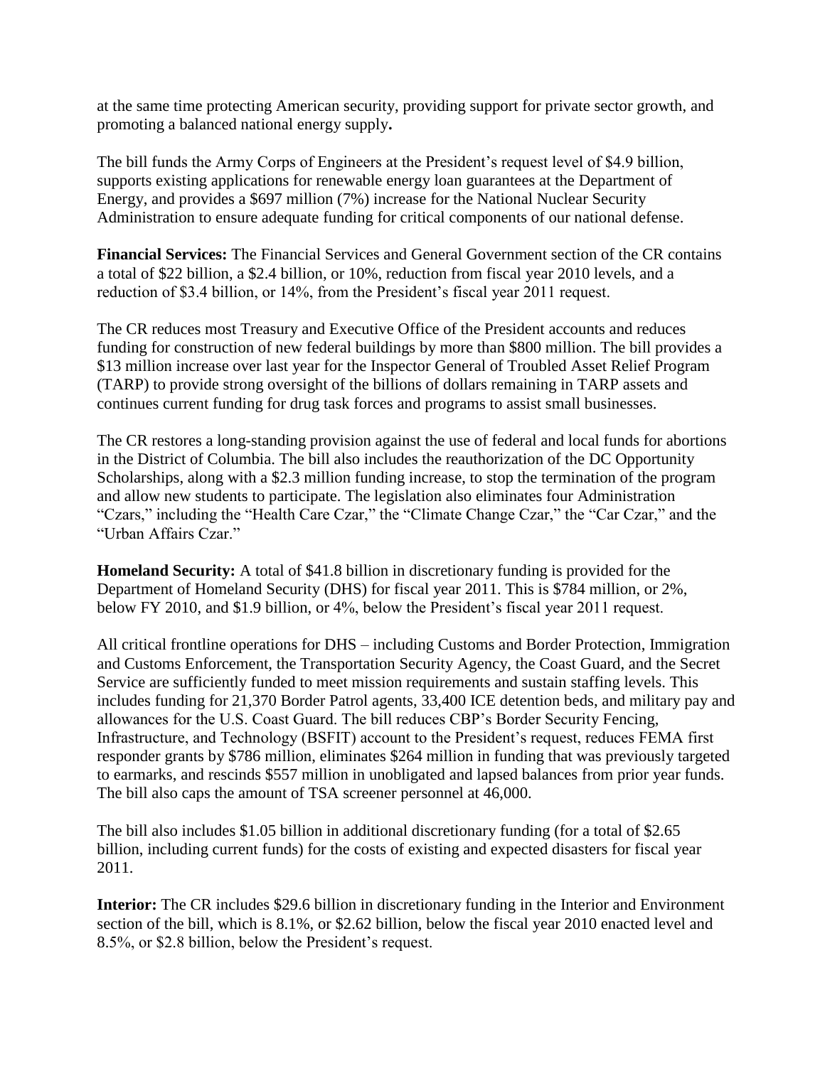at the same time protecting American security, providing support for private sector growth, and promoting a balanced national energy supply**.**

The bill funds the Army Corps of Engineers at the President's request level of $4.9 billion, supports existing applications for renewable energy loan guarantees at the Department of Energy, and provides a $697 million (7%) increase for the National Nuclear Security Administration to ensure adequate funding for critical components of our national defense.

**Financial Services:** The Financial Services and General Government section of the CR contains a total of $22 billion, a $2.4 billion, or 10%, reduction from fiscal year 2010 levels, and a reduction of $3.4 billion, or 14%, from the President's fiscal year 2011 request.

The CR reduces most Treasury and Executive Office of the President accounts and reduces funding for construction of new federal buildings by more than $800 million. The bill provides a $13 million increase over last year for the Inspector General of Troubled Asset Relief Program (TARP) to provide strong oversight of the billions of dollars remaining in TARP assets and continues current funding for drug task forces and programs to assist small businesses.

The CR restores a long-standing provision against the use of federal and local funds for abortions in the District of Columbia. The bill also includes the reauthorization of the DC Opportunity Scholarships, along with a $2.3 million funding increase, to stop the termination of the program and allow new students to participate. The legislation also eliminates four Administration "Czars," including the "Health Care Czar," the "Climate Change Czar," the "Car Czar," and the "Urban Affairs Czar."

**Homeland Security:** A total of $41.8 billion in discretionary funding is provided for the Department of Homeland Security (DHS) for fiscal year 2011. This is $784 million, or 2%, below FY 2010, and $1.9 billion, or 4%, below the President's fiscal year 2011 request.

All critical frontline operations for DHS – including Customs and Border Protection, Immigration and Customs Enforcement, the Transportation Security Agency, the Coast Guard, and the Secret Service are sufficiently funded to meet mission requirements and sustain staffing levels. This includes funding for 21,370 Border Patrol agents, 33,400 ICE detention beds, and military pay and allowances for the U.S. Coast Guard. The bill reduces CBP's Border Security Fencing, Infrastructure, and Technology (BSFIT) account to the President's request, reduces FEMA first responder grants by $786 million, eliminates $264 million in funding that was previously targeted to earmarks, and rescinds $557 million in unobligated and lapsed balances from prior year funds. The bill also caps the amount of TSA screener personnel at 46,000.

The bill also includes $1.05 billion in additional discretionary funding (for a total of $2.65 billion, including current funds) for the costs of existing and expected disasters for fiscal year 2011.

**Interior:** The CR includes $29.6 billion in discretionary funding in the Interior and Environment section of the bill, which is 8.1%, or $2.62 billion, below the fiscal year 2010 enacted level and 8.5%, or $2.8 billion, below the President's request.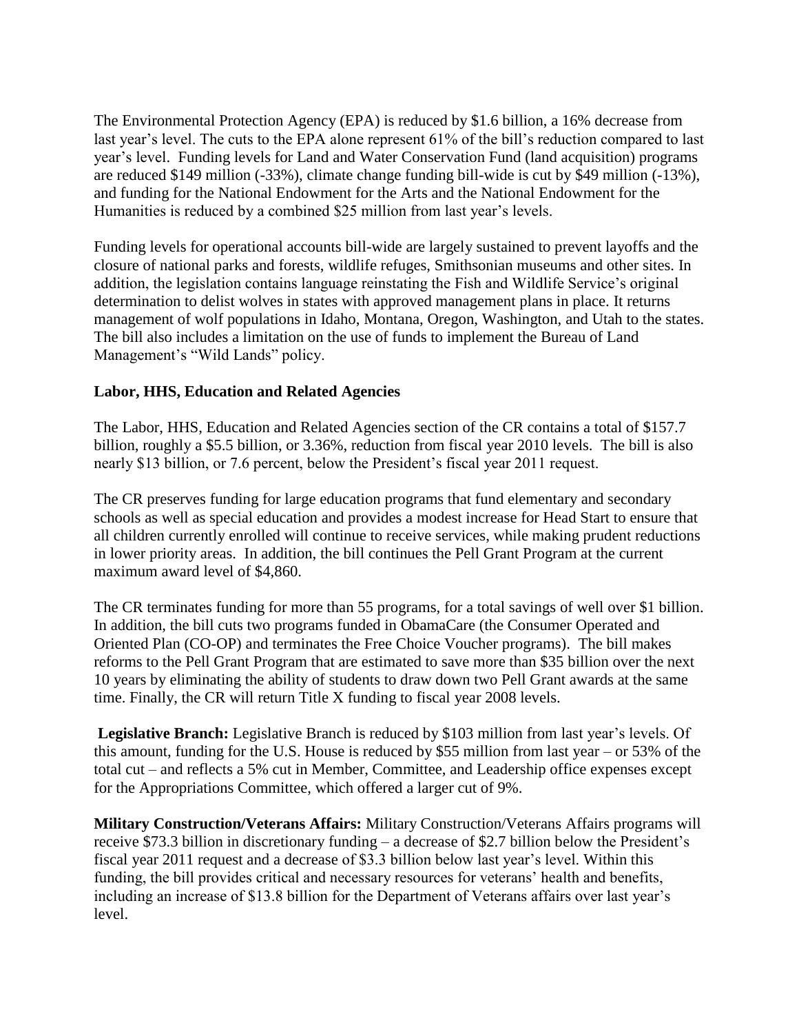The Environmental Protection Agency (EPA) is reduced by $1.6 billion, a 16% decrease from last year's level. The cuts to the EPA alone represent 61% of the bill's reduction compared to last year's level. Funding levels for Land and Water Conservation Fund (land acquisition) programs are reduced $149 million (-33%), climate change funding bill-wide is cut by $49 million (-13%), and funding for the National Endowment for the Arts and the National Endowment for the Humanities is reduced by a combined $25 million from last year's levels.

Funding levels for operational accounts bill-wide are largely sustained to prevent layoffs and the closure of national parks and forests, wildlife refuges, Smithsonian museums and other sites. In addition, the legislation contains language reinstating the Fish and Wildlife Service's original determination to delist wolves in states with approved management plans in place. It returns management of wolf populations in Idaho, Montana, Oregon, Washington, and Utah to the states. The bill also includes a limitation on the use of funds to implement the Bureau of Land Management's "Wild Lands" policy.

**Labor, HHS, Education and Related Agencies**

The Labor, HHS, Education and Related Agencies section of the CR contains a total of $157.7 billion, roughly a $5.5 billion, or 3.36%, reduction from fiscal year 2010 levels. The bill is also nearly $13 billion, or 7.6 percent, below the President's fiscal year 2011 request.

The CR preserves funding for large education programs that fund elementary and secondary schools as well as special education and provides a modest increase for Head Start to ensure that all children currently enrolled will continue to receive services, while making prudent reductions in lower priority areas. In addition, the bill continues the Pell Grant Program at the current maximum award level of $4,860.

The CR terminates funding for more than 55 programs, for a total savings of well over $1 billion. In addition, the bill cuts two programs funded in ObamaCare (the Consumer Operated and Oriented Plan (CO-OP) and terminates the Free Choice Voucher programs). The bill makes reforms to the Pell Grant Program that are estimated to save more than $35 billion over the next 10 years by eliminating the ability of students to draw down two Pell Grant awards at the same time. Finally, the CR will return Title X funding to fiscal year 2008 levels.

**Legislative Branch:** Legislative Branch is reduced by $103 million from last year's levels. Of this amount, funding for the U.S. House is reduced by $55 million from last year – or 53% of the total cut – and reflects a 5% cut in Member, Committee, and Leadership office expenses except for the Appropriations Committee, which offered a larger cut of 9%.

**Military Construction/Veterans Affairs:** Military Construction/Veterans Affairs programs will receive $73.3 billion in discretionary funding – a decrease of $2.7 billion below the President's fiscal year 2011 request and a decrease of $3.3 billion below last year's level. Within this funding, the bill provides critical and necessary resources for veterans' health and benefits, including an increase of $13.8 billion for the Department of Veterans affairs over last year's level.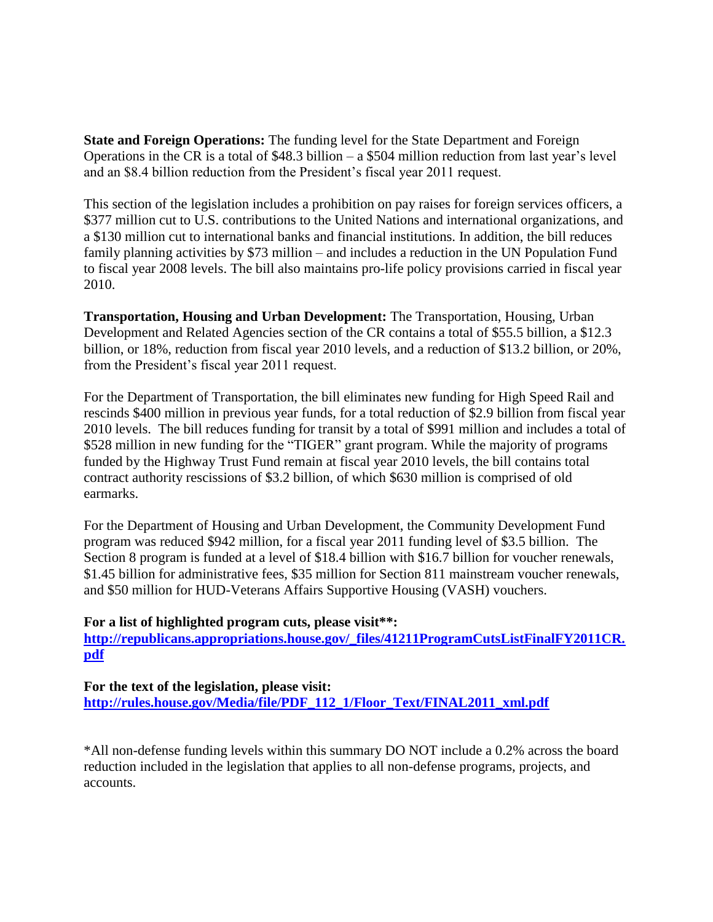**State and Foreign Operations:** The funding level for the State Department and Foreign Operations in the CR is a total of $48.3 billion – a $504 million reduction from last year's level and an $8.4 billion reduction from the President's fiscal year 2011 request.

This section of the legislation includes a prohibition on pay raises for foreign services officers, a $377 million cut to U.S. contributions to the United Nations and international organizations, and a $130 million cut to international banks and financial institutions. In addition, the bill reduces family planning activities by $73 million – and includes a reduction in the UN Population Fund to fiscal year 2008 levels. The bill also maintains pro-life policy provisions carried in fiscal year 2010.

**Transportation, Housing and Urban Development:** The Transportation, Housing, Urban Development and Related Agencies section of the CR contains a total of $55.5 billion, a $12.3 billion, or 18%, reduction from fiscal year 2010 levels, and a reduction of $13.2 billion, or 20%, from the President's fiscal year 2011 request.

For the Department of Transportation, the bill eliminates new funding for High Speed Rail and rescinds $400 million in previous year funds, for a total reduction of $2.9 billion from fiscal year 2010 levels. The bill reduces funding for transit by a total of $991 million and includes a total of $528 million in new funding for the "TIGER" grant program. While the majority of programs funded by the Highway Trust Fund remain at fiscal year 2010 levels, the bill contains total contract authority rescissions of $3.2 billion, of which $630 million is comprised of old earmarks.

For the Department of Housing and Urban Development, the Community Development Fund program was reduced $942 million, for a fiscal year 2011 funding level of $3.5 billion. The Section 8 program is funded at a level of $18.4 billion with $16.7 billion for voucher renewals, $1.45 billion for administrative fees, $35 million for Section 811 mainstream voucher renewals, and $50 million for HUD-Veterans Affairs Supportive Housing (VASH) vouchers.

**For a list of highlighted program cuts, please visit**:**
**[http://republicans.appropriations.house.gov/_files/41211ProgramCutsListFinalFY2011CR.pdf](http://republicans.appropriations.house.gov/_files/41211ProgramCutsListFinalFY2011CR.pdf)**

**For the text of the legislation, please visit:**
**[http://rules.house.gov/Media/file/PDF_112_1/Floor_Text/FINAL2011_xml.pdf](http://rules.house.gov/Media/file/PDF_112_1/Floor_Text/FINAL2011_xml.pdf)**

*All non-defense funding levels within this summary DO NOT include a 0.2% across the board reduction included in the legislation that applies to all non-defense programs, projects, and accounts.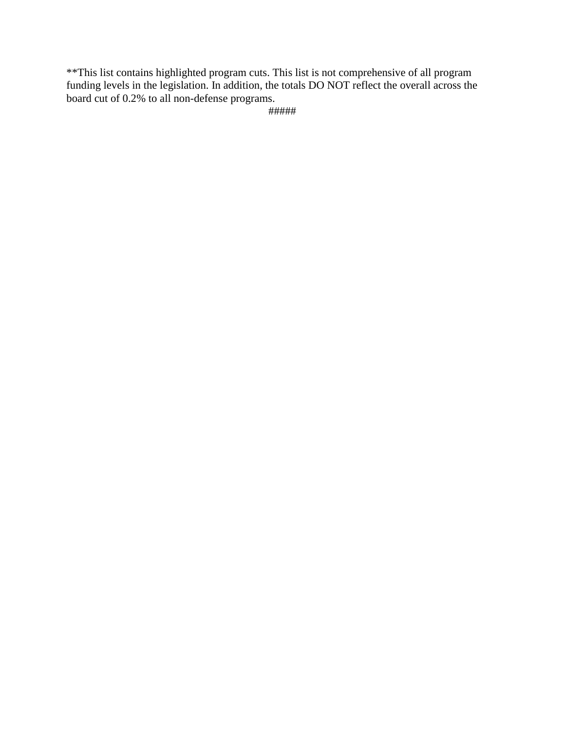**This list contains highlighted program cuts. This list is not comprehensive of all program funding levels in the legislation. In addition, the totals DO NOT reflect the overall across the board cut of 0.2% to all non-defense programs.

#####